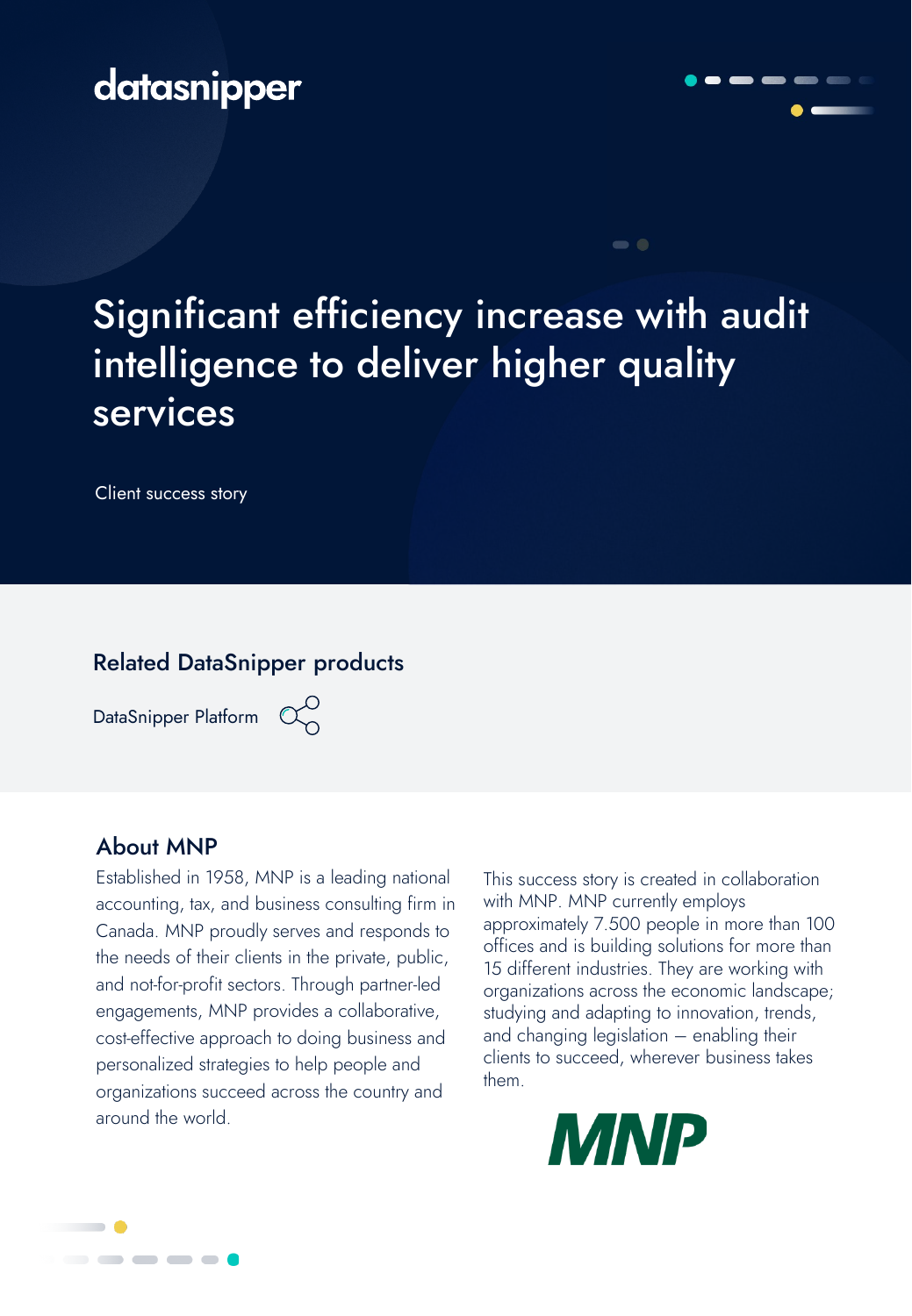datasnipper

# Significant efficiency increase with audit intelligence to deliver higher quality services

Client success story

## Related DataSnipper products

DataSnipper Platform

## About MNP

Established in 1958, MNP is a leading national accounting, tax, and business consulting firm in Canada. MNP proudly serves and responds to the needs of their clients in the private, public, and not-for-profit sectors. Through partner-led engagements, MNP provides a collaborative, cost-effective approach to doing business and personalized strategies to help people and organizations succeed across the country and around the world.

This success story is created in collaboration with MNP. MNP currently employs approximately 7.500 people in more than 100 offices and is building solutions for more than 15 different industries. They are working with organizations across the economic landscape; studying and adapting to innovation, trends, and changing legislation — enabling their clients to succeed, wherever business takes them.

MNP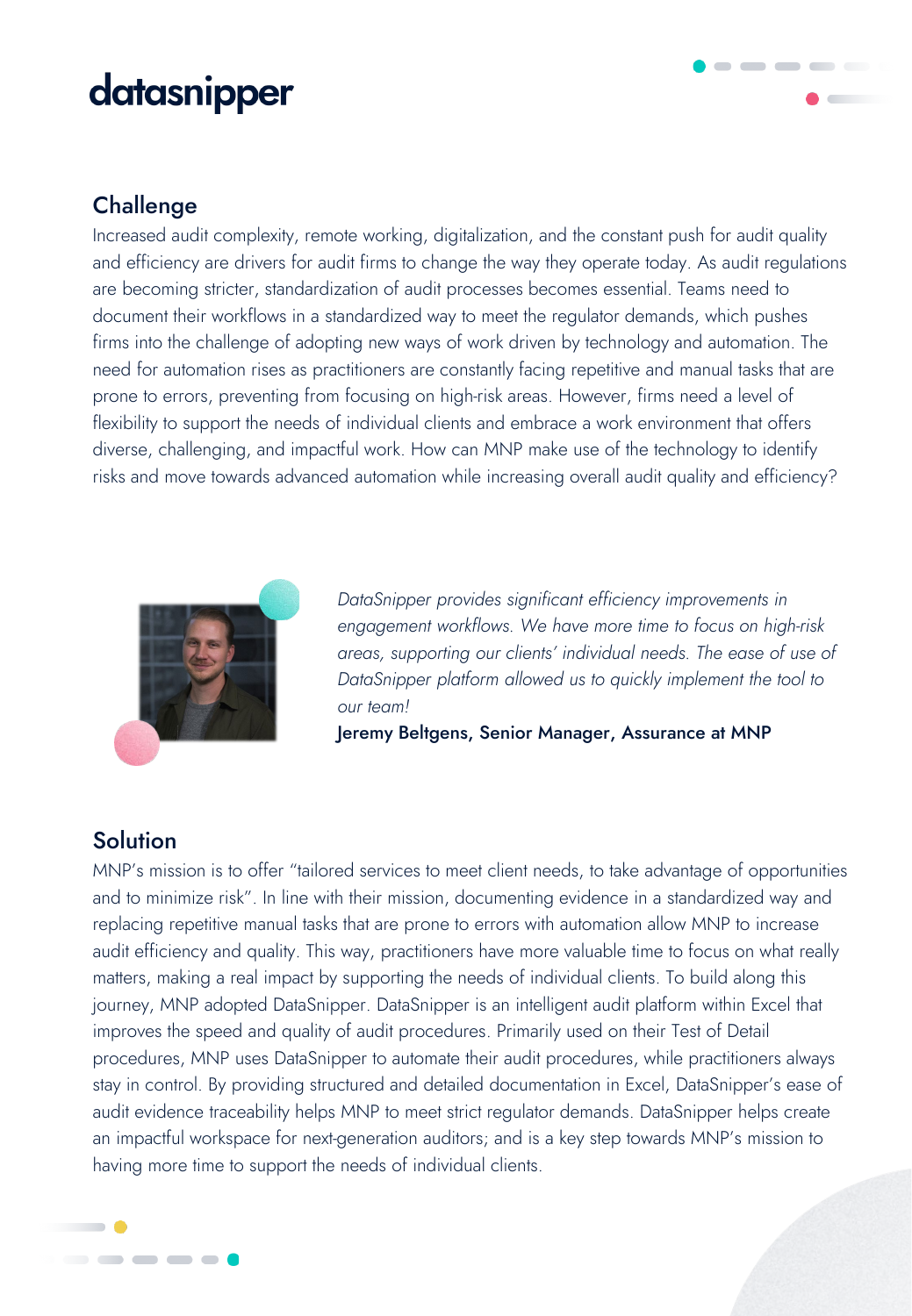## Challenge

Increased audit complexity, remote working, digitalization, and the constant push for audit quality and efficiency are drivers for audit firms to change the way they operate today. As audit regulations are becoming stricter, standardization of audit processes becomes essential. Teams need to document their workflows in a standardized way to meet the regulator demands, which pushes firms into the challenge of adopting new ways of work driven by technology and automation. The need for automation rises as practitioners are constantly facing repetitive and manual tasks that are prone to errors, preventing from focusing on high-risk areas. However, firms need a level of flexibility to support the needs of individual clients and embrace a work environment that offers diverse, challenging, and impactful work. How can MNP make use of the technology to identify risks and move towards advanced automation while increasing overall audit quality and efficiency?

*DataSnipper provides significant efficiency improvements in engagement workflows. We have more time to focus on high-risk areas, supporting our clients' individual needs. The ease of use of DataSnipper platform allowed us to quickly implement the tool to our team!*

**Jeremy Beltgens, Senior Manager, Assurance at MNP**

## Solution

MNP's mission is to offer "tailored services to meet client needs, to take advantage of opportunities and to minimize risk". In line with their mission, documenting evidence in a standardized way and replacing repetitive manual tasks that are prone to errors with automation allow MNP to increase audit efficiency and quality. This way, practitioners have more valuable time to focus on what really matters, making a real impact by supporting the needs of individual clients. To build along this journey, MNP adopted DataSnipper. DataSnipper is an intelligent audit platform within Excel that improves the speed and quality of audit procedures. Primarily used on their Test of Detail procedures, MNP uses DataSnipper to automate their audit procedures, while practitioners always stay in control. By providing structured and detailed documentation in Excel, DataSnipper's ease of audit evidence traceability helps MNP to meet strict regulator demands. DataSnipper helps create an impactful workspace for next-generation auditors; and is a key step towards MNP's mission to having more time to support the needs of individual clients.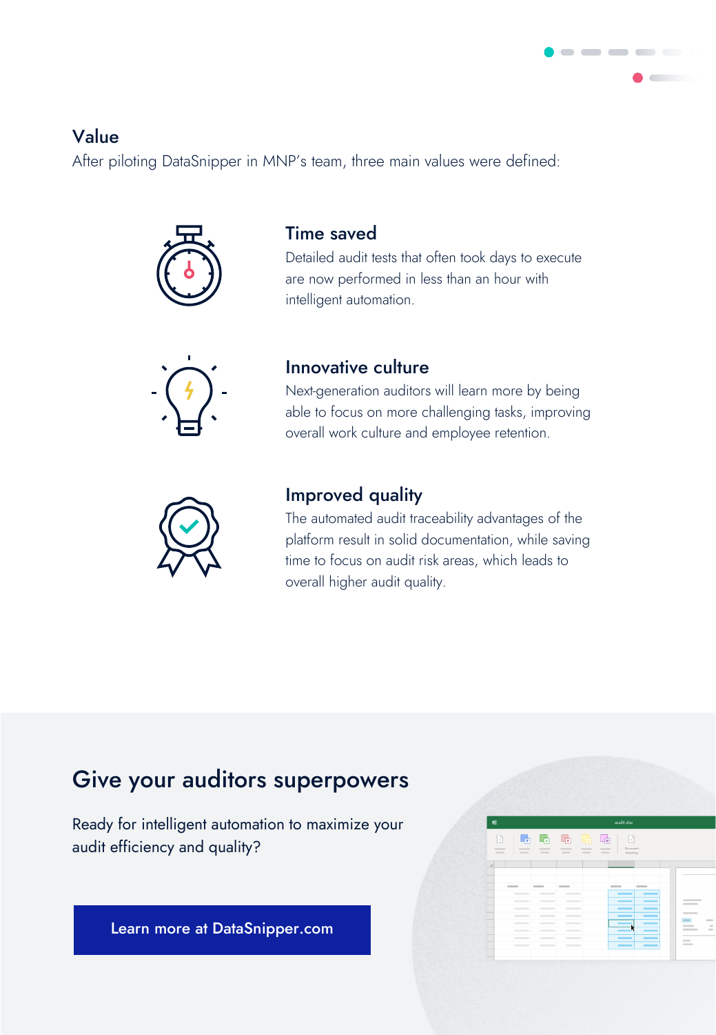## Value

After piloting DataSnipper in MNP's team, three main values were defined:

### Time saved

Detailed audit tests that often took days to execute are now performed in less than an hour with intelligent automation.

### Innovative culture

Next-generation auditors will learn more by being able to focus on more challenging tasks, improving overall work culture and employee retention.

### Improved quality

The automated audit traceability advantages of the platform result in solid documentation, while saving time to focus on audit risk areas, which leads to overall higher audit quality.

## Give your auditors superpowers

Ready for intelligent automation to maximize your audit efficiency and quality?

**Learn more at DataSnipper.com**